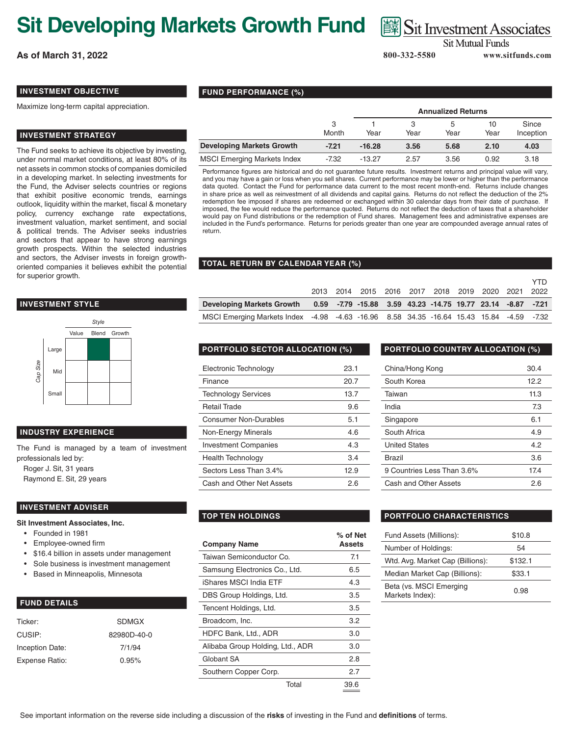# Sit Developing Markets Growth Fund

Sit Investment Associates
Sit Mutual Funds

**As of March 31, 2022**

800-332-5580 www.sitfunds.com

## INVESTMENT OBJECTIVE

Maximize long-term capital appreciation.

## INVESTMENT STRATEGY

The Fund seeks to achieve its objective by investing, under normal market conditions, at least 80% of its net assets in common stocks of companies domiciled in a developing market. In selecting investments for the Fund, the Adviser selects countries or regions that exhibit positive economic trends, earnings outlook, liquidity within the market, fiscal & monetary policy, currency exchange rate expectations, investment valuation, market sentiment, and social & political trends. The Adviser seeks industries and sectors that appear to have strong earnings growth prospects. Within the selected industries and sectors, the Adviser invests in foreign growth-oriented companies it believes exhibit the potential for superior growth.

## INVESTMENT STYLE

| Cap Size | Value | Blend | Growth |
|---|---|---|---|
| Large | | ■ | |
| Mid | | | |
| Small | | | |

## INDUSTRY EXPERIENCE

The Fund is managed by a team of investment professionals led by:

- Roger J. Sit, 31 years
- Raymond E. Sit, 29 years

## INVESTMENT ADVISER

**Sit Investment Associates, Inc.**

- Founded in 1981
- Employee-owned firm
- $16.4 billion in assets under management
- Sole business is investment management
- Based in Minneapolis, Minnesota

## FUND DETAILS

| | |
|---|---|
| Ticker: | SDMGX |
| CUSIP: | 82980D-40-0 |
| Inception Date: | 7/1/94 |
| Expense Ratio: | 0.95% |

## FUND PERFORMANCE (%)

| | | Annualized Returns | | | | |
|---|---|---|---|---|---|---|
| | 3 Month | 1 Year | 3 Year | 5 Year | 10 Year | Since Inception |
| **Developing Markets Growth** | **-7.21** | **-16.28** | **3.56** | **5.68** | **2.10** | **4.03** |
| MSCI Emerging Markets Index | -7.32 | -13.27 | 2.57 | 3.56 | 0.92 | 3.18 |

Performance figures are historical and do not guarantee future results. Investment returns and principal value will vary, and you may have a gain or loss when you sell shares. Current performance may be lower or higher than the performance data quoted. Contact the Fund for performance data current to the most recent month-end. Returns include changes in share price as well as reinvestment of all dividends and capital gains. Returns do not reflect the deduction of the 2% redemption fee imposed if shares are redeemed or exchanged within 30 calendar days from their date of purchase. If imposed, the fee would reduce the performance quoted. Returns do not reflect the deduction of taxes that a shareholder would pay on Fund distributions or the redemption of Fund shares. Management fees and administrative expenses are included in the Fund's performance. Returns for periods greater than one year are compounded average annual rates of return.

## TOTAL RETURN BY CALENDAR YEAR (%)

| | 2013 | 2014 | 2015 | 2016 | 2017 | 2018 | 2019 | 2020 | 2021 | YTD 2022 |
|---|---|---|---|---|---|---|---|---|---|---|
| **Developing Markets Growth** | **0.59** | **-7.79** | **-15.88** | **3.59** | **43.23** | **-14.75** | **19.77** | **23.14** | **-8.87** | **-7.21** |
| MSCI Emerging Markets Index | -4.98 | -4.63 | -16.96 | 8.58 | 34.35 | -16.64 | 15.43 | 15.84 | -4.59 | -7.32 |

## PORTFOLIO SECTOR ALLOCATION (%)

| | |
|---|---|
| Electronic Technology | 23.1 |
| Finance | 20.7 |
| Technology Services | 13.7 |
| Retail Trade | 9.6 |
| Consumer Non-Durables | 5.1 |
| Non-Energy Minerals | 4.6 |
| Investment Companies | 4.3 |
| Health Technology | 3.4 |
| Sectors Less Than 3.4% | 12.9 |
| Cash and Other Net Assets | 2.6 |

## PORTFOLIO COUNTRY ALLOCATION (%)

| | |
|---|---|
| China/Hong Kong | 30.4 |
| South Korea | 12.2 |
| Taiwan | 11.3 |
| India | 7.3 |
| Singapore | 6.1 |
| South Africa | 4.9 |
| United States | 4.2 |
| Brazil | 3.6 |
| 9 Countries Less Than 3.6% | 17.4 |
| Cash and Other Assets | 2.6 |

## TOP TEN HOLDINGS

| Company Name | % of Net Assets |
|---|---|
| Taiwan Semiconductor Co. | 7.1 |
| Samsung Electronics Co., Ltd. | 6.5 |
| iShares MSCI India ETF | 4.3 |
| DBS Group Holdings, Ltd. | 3.5 |
| Tencent Holdings, Ltd. | 3.5 |
| Broadcom, Inc. | 3.2 |
| HDFC Bank, Ltd., ADR | 3.0 |
| Alibaba Group Holding, Ltd., ADR | 3.0 |
| Globant SA | 2.8 |
| Southern Copper Corp. | 2.7 |
| Total | 39.6 |

## PORTFOLIO CHARACTERISTICS

| | |
|---|---|
| Fund Assets (Millions): | $10.8 |
| Number of Holdings: | 54 |
| Wtd. Avg. Market Cap (Billions): | $132.1 |
| Median Market Cap (Billions): | $33.1 |
| Beta (vs. MSCI Emerging Markets Index): | 0.98 |

See important information on the reverse side including a discussion of the **risks** of investing in the Fund and **definitions** of terms.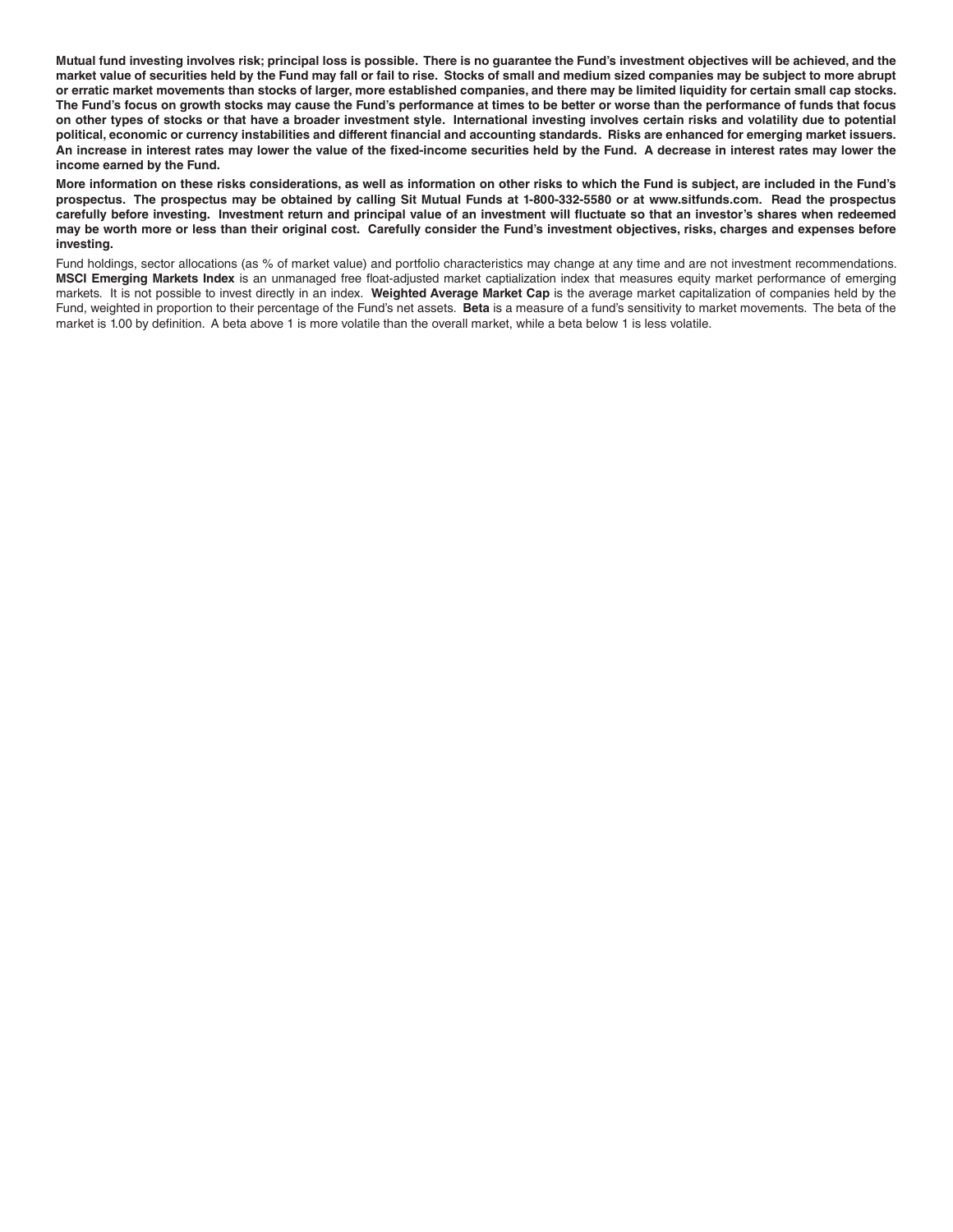**Mutual fund investing involves risk; principal loss is possible. There is no guarantee the Fund's investment objectives will be achieved, and the market value of securities held by the Fund may fall or fail to rise. Stocks of small and medium sized companies may be subject to more abrupt or erratic market movements than stocks of larger, more established companies, and there may be limited liquidity for certain small cap stocks. The Fund's focus on growth stocks may cause the Fund's performance at times to be better or worse than the performance of funds that focus on other types of stocks or that have a broader investment style. International investing involves certain risks and volatility due to potential political, economic or currency instabilities and different financial and accounting standards. Risks are enhanced for emerging market issuers. An increase in interest rates may lower the value of the fixed-income securities held by the Fund. A decrease in interest rates may lower the income earned by the Fund.**

**More information on these risks considerations, as well as information on other risks to which the Fund is subject, are included in the Fund's prospectus. The prospectus may be obtained by calling Sit Mutual Funds at 1-800-332-5580 or at www.sitfunds.com. Read the prospectus carefully before investing. Investment return and principal value of an investment will fluctuate so that an investor's shares when redeemed may be worth more or less than their original cost. Carefully consider the Fund's investment objectives, risks, charges and expenses before investing.**

Fund holdings, sector allocations (as % of market value) and portfolio characteristics may change at any time and are not investment recommendations. **MSCI Emerging Markets Index** is an unmanaged free float-adjusted market captialization index that measures equity market performance of emerging markets. It is not possible to invest directly in an index. **Weighted Average Market Cap** is the average market capitalization of companies held by the Fund, weighted in proportion to their percentage of the Fund's net assets. **Beta** is a measure of a fund's sensitivity to market movements. The beta of the market is 1.00 by definition. A beta above 1 is more volatile than the overall market, while a beta below 1 is less volatile.